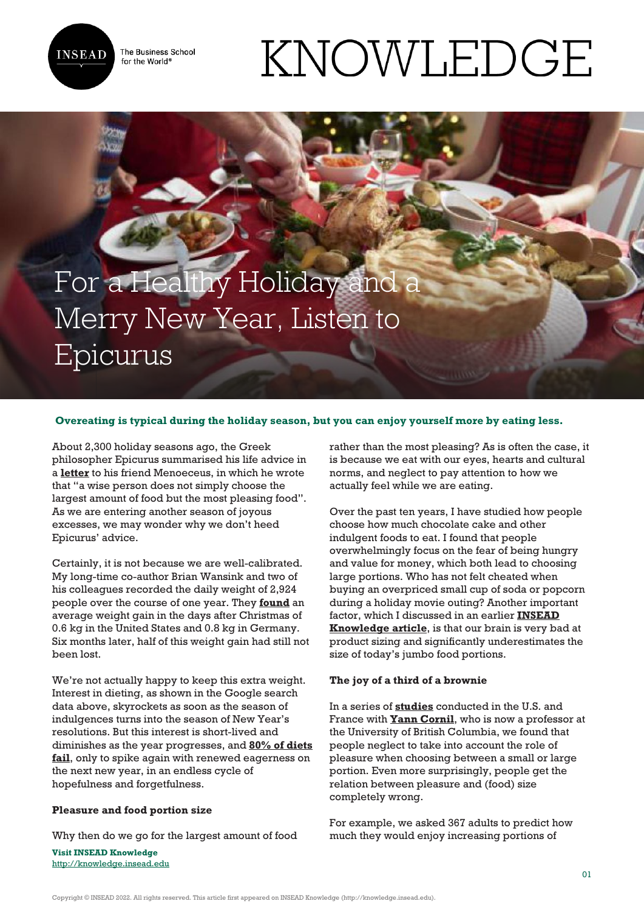# For a Healthy Holiday and a Merry New Year, Listen to Epicurus

**Overeating is typical during the holiday season, but you can enjoy yourself more by eating less.**

About 2,300 holiday seasons ago, the Greek philosopher Epicurus summarised his life advice in a **letter** to his friend Menoeceus, in which he wrote that "a wise person does not simply choose the largest amount of food but the most pleasing food". As we are entering another season of joyous excesses, we may wonder why we don't heed Epicurus' advice.

Certainly, it is not because we are well-calibrated. My long-time co-author Brian Wansink and two of his colleagues recorded the daily weight of 2,924 people over the course of one year. They **found** an average weight gain in the days after Christmas of 0.6 kg in the United States and 0.8 kg in Germany. Six months later, half of this weight gain had still not been lost.

We're not actually happy to keep this extra weight. Interest in dieting, as shown in the Google search data above, skyrockets as soon as the season of indulgences turns into the season of New Year's resolutions. But this interest is short-lived and diminishes as the year progresses, and **80% of diets fail**, only to spike again with renewed eagerness on the next new year, in an endless cycle of hopefulness and forgetfulness.

**Pleasure and food portion size**

Why then do we go for the largest amount of food rather than the most pleasing? As is often the case, it is because we eat with our eyes, hearts and cultural norms, and neglect to pay attention to how we actually feel while we are eating.

Over the past ten years, I have studied how people choose how much chocolate cake and other indulgent foods to eat. I found that people overwhelmingly focus on the fear of being hungry and value for money, which both lead to choosing large portions. Who has not felt cheated when buying an overpriced small cup of soda or popcorn during a holiday movie outing? Another important factor, which I discussed in an earlier **INSEAD Knowledge article**, is that our brain is very bad at product sizing and significantly underestimates the size of today's jumbo food portions.

**The joy of a third of a brownie**

In a series of **studies** conducted in the U.S. and France with **Yann Cornil**, who is now a professor at the University of British Columbia, we found that people neglect to take into account the role of pleasure when choosing between a small or large portion. Even more surprisingly, people get the relation between pleasure and (food) size completely wrong.

For example, we asked 367 adults to predict how much they would enjoy increasing portions of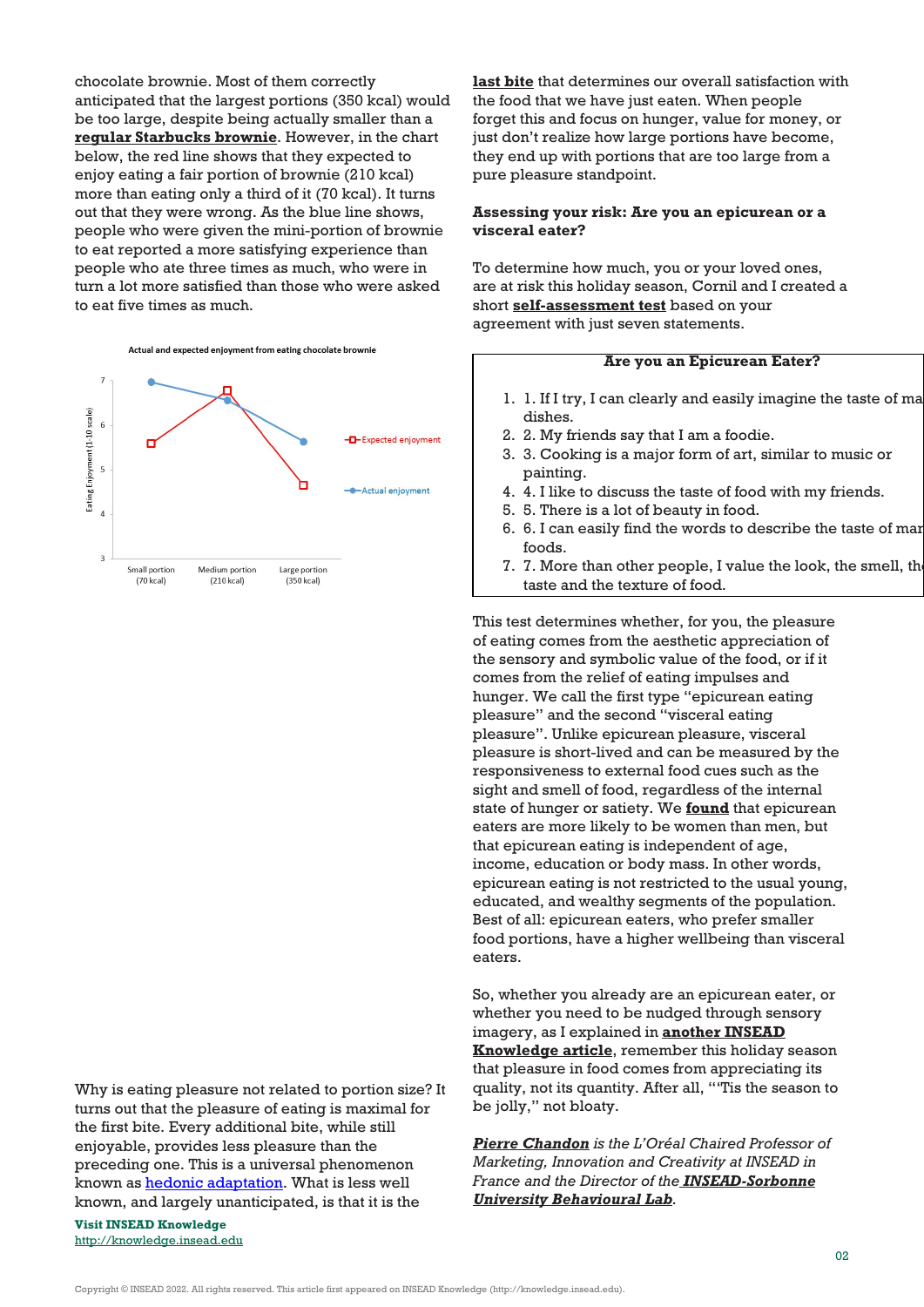chocolate brownie. Most of them correctly anticipated that the largest portions (350 kcal) would be too large, despite being actually smaller than a **regular Starbucks brownie**. However, in the chart below, the red line shows that they expected to enjoy eating a fair portion of brownie (210 kcal) more than eating only a third of it (70 kcal). It turns out that they were wrong. As the blue line shows, people who were given the mini-portion of brownie to eat reported a more satisfying experience than people who ate three times as much, who were in turn a lot more satisfied than those who were asked to eat five times as much.

Actual and expected enjoyment from eating chocolate brownie

Why is eating pleasure not related to portion size? It turns out that the pleasure of eating is maximal for the first bite. Every additional bite, while still enjoyable, provides less pleasure than the preceding one. This is a universal phenomenon known as hedonic adaptation. What is less well known, and largely unanticipated, is that it is the **last bite** that determines our overall satisfaction with the food that we have just eaten. When people forget this and focus on hunger, value for money, or just don't realize how large portions have become, they end up with portions that are too large from a pure pleasure standpoint.

**Assessing your risk: Are you an epicurean or a visceral eater?**

To determine how much, you or your loved ones, are at risk this holiday season, Cornil and I created a short **self-assessment test** based on your agreement with just seven statements.

**Are you an Epicurean Eater?**

1. 1. If I try, I can clearly and easily imagine the taste of ma dishes.
2. 2. My friends say that I am a foodie.
3. 3. Cooking is a major form of art, similar to music or painting.
4. 4. I like to discuss the taste of food with my friends.
5. 5. There is a lot of beauty in food.
6. 6. I can easily find the words to describe the taste of man foods.
7. 7. More than other people, I value the look, the smell, th taste and the texture of food.

This test determines whether, for you, the pleasure of eating comes from the aesthetic appreciation of the sensory and symbolic value of the food, or if it comes from the relief of eating impulses and hunger. We call the first type "epicurean eating pleasure" and the second "visceral eating pleasure". Unlike epicurean pleasure, visceral pleasure is short-lived and can be measured by the responsiveness to external food cues such as the sight and smell of food, regardless of the internal state of hunger or satiety. We **found** that epicurean eaters are more likely to be women than men, but that epicurean eating is independent of age, income, education or body mass. In other words, epicurean eating is not restricted to the usual young, educated, and wealthy segments of the population. Best of all: epicurean eaters, who prefer smaller food portions, have a higher wellbeing than visceral eaters.

So, whether you already are an epicurean eater, or whether you need to be nudged through sensory imagery, as I explained in **another INSEAD Knowledge article**, remember this holiday season that pleasure in food comes from appreciating its quality, not its quantity. After all, "'Tis the season to be jolly," not bloaty.

***Pierre Chandon*** *is the L'Oréal Chaired Professor of Marketing, Innovation and Creativity at INSEAD in France and the Director of the* ***INSEAD-Sorbonne University Behavioural Lab****.*

**Visit INSEAD Knowledge**
http://knowledge.insead.edu

Copyright © INSEAD 2022. All rights reserved. This article first appeared on INSEAD Knowledge (http://knowledge.insead.edu).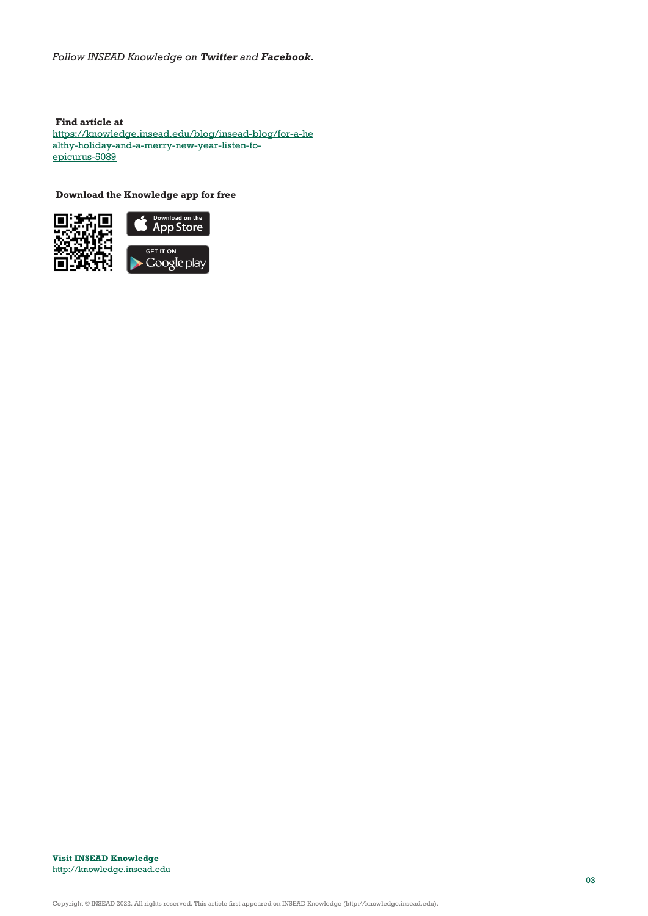*Follow INSEAD Knowledge on* ***Twitter*** *and* ***Facebook*****.**

**Find article at**
https://knowledge.insead.edu/blog/insead-blog/for-a-healthy-holiday-and-a-merry-new-year-listen-to-epicurus-5089

**Download the Knowledge app for free**

**Visit INSEAD Knowledge**
http://knowledge.insead.edu

Copyright © INSEAD 2022. All rights reserved. This article first appeared on INSEAD Knowledge (http://knowledge.insead.edu).